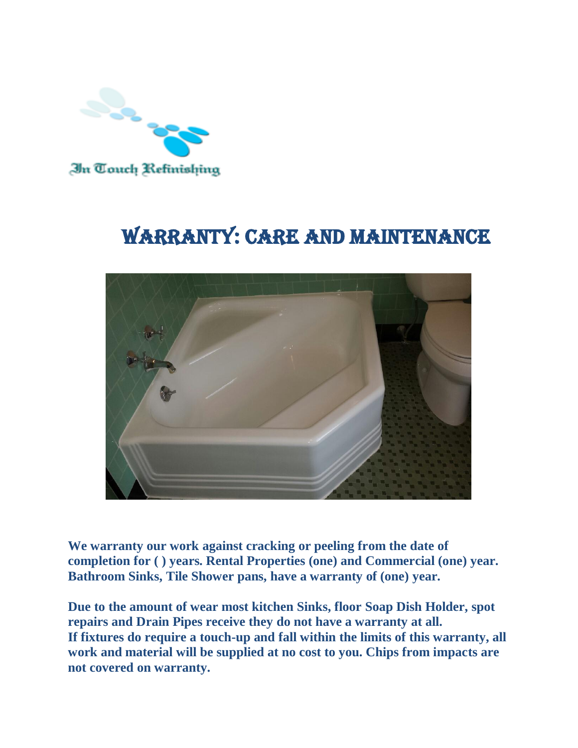In Touch Refinishing

# WARRANTY: CARE AND MAINTENANCE

**We warranty our work against cracking or peeling from the date of completion for ( ) years. Rental Properties (one) and Commercial (one) year. Bathroom Sinks, Tile Shower pans, have a warranty of (one) year.**

**Due to the amount of wear most kitchen Sinks, floor Soap Dish Holder, spot repairs and Drain Pipes receive they do not have a warranty at all. If fixtures do require a touch-up and fall within the limits of this warranty, all work and material will be supplied at no cost to you. Chips from impacts are not covered on warranty.**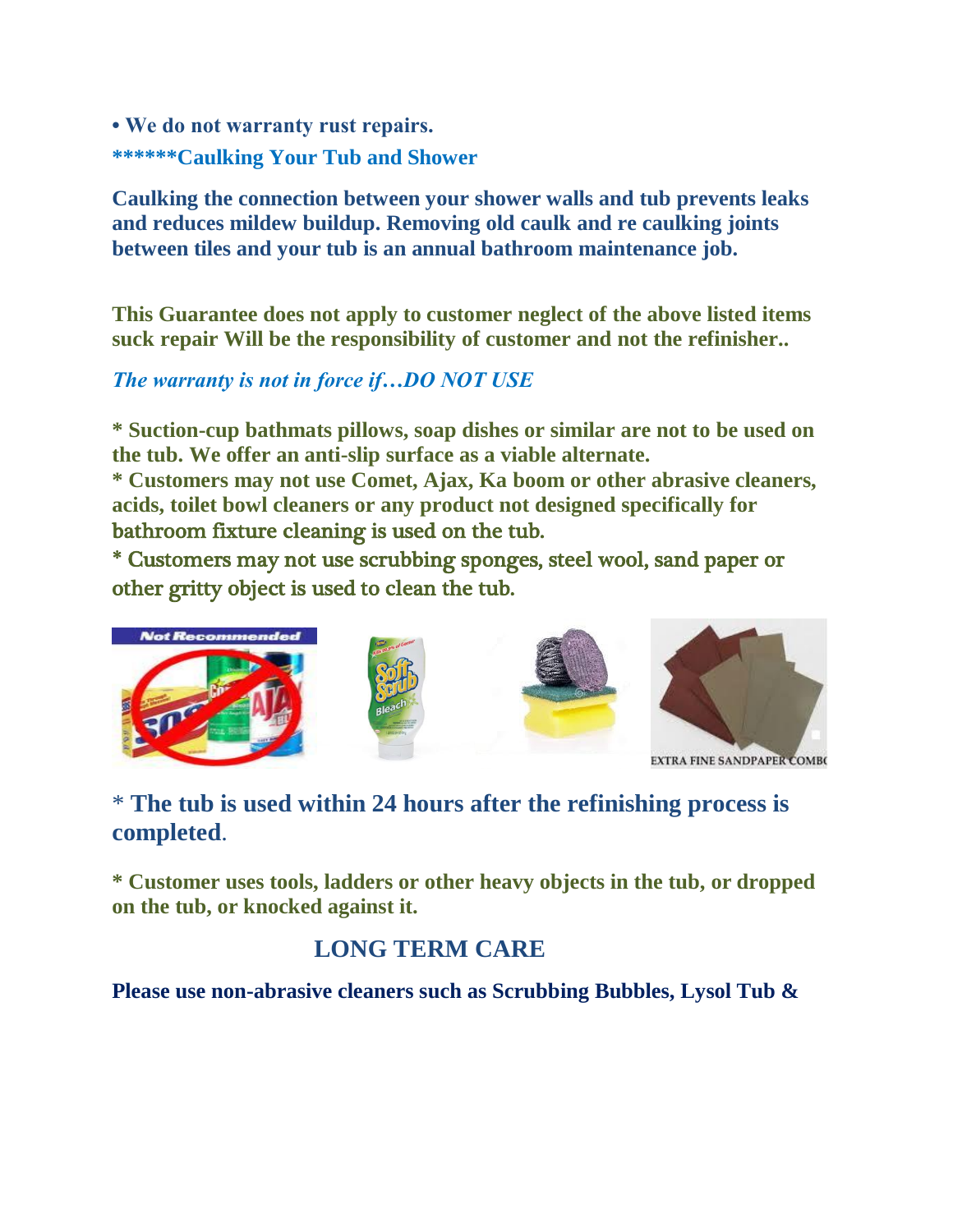**• We do not warranty rust repairs.**

**\*\*\*\*\*\*Caulking Your Tub and Shower**

**Caulking the connection between your shower walls and tub prevents leaks and reduces mildew buildup. Removing old caulk and re caulking joints between tiles and your tub is an annual bathroom maintenance job.**

**This Guarantee does not apply to customer neglect of the above listed items suck repair Will be the responsibility of customer and not the refinisher..**

***The warranty is not in force if…DO NOT USE***

**\* Suction-cup bathmats pillows, soap dishes or similar are not to be used on the tub. We offer an anti-slip surface as a viable alternate.**
**\* Customers may not use Comet, Ajax, Ka boom or other abrasive cleaners, acids, toilet bowl cleaners or any product not designed specifically for** bathroom fixture cleaning is used on the tub.
\* Customers may not use scrubbing sponges, steel wool, sand paper or other gritty object is used to clean the tub.

\* **The tub is used within 24 hours after the refinishing process is completed**.

**\* Customer uses tools, ladders or other heavy objects in the tub, or dropped on the tub, or knocked against it.**

## LONG TERM CARE

**Please use non-abrasive cleaners such as Scrubbing Bubbles, Lysol Tub &**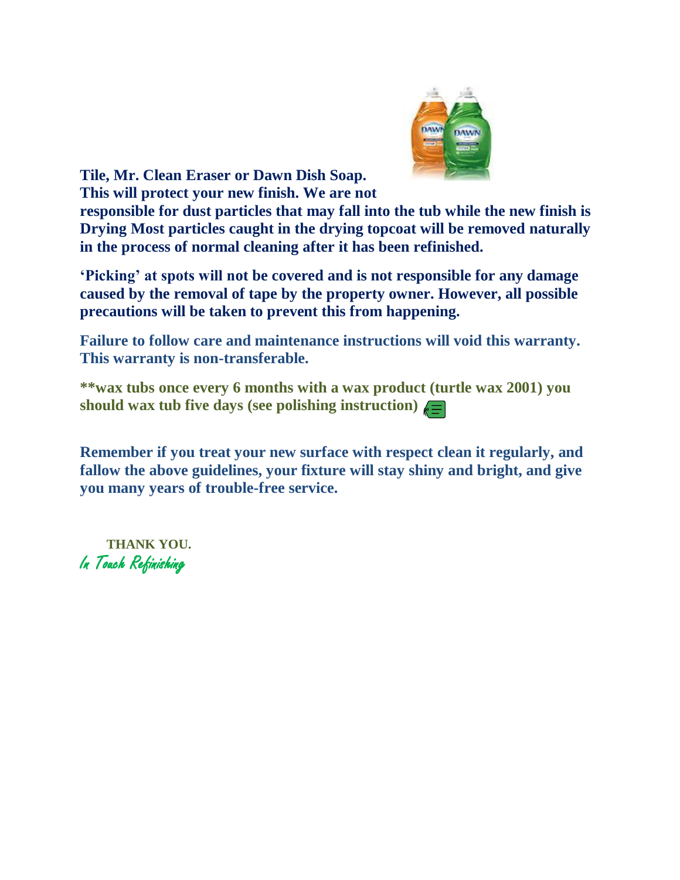**Tile, Mr. Clean Eraser or Dawn Dish Soap. This will protect your new finish. We are not responsible for dust particles that may fall into the tub while the new finish is Drying Most particles caught in the drying topcoat will be removed naturally in the process of normal cleaning after it has been refinished.**

**'Picking' at spots will not be covered and is not responsible for any damage caused by the removal of tape by the property owner. However, all possible precautions will be taken to prevent this from happening.**

**Failure to follow care and maintenance instructions will void this warranty. This warranty is non-transferable.**

****wax tubs once every 6 months with a wax product (turtle wax 2001) you should wax tub five days (see polishing instruction)**

**Remember if you treat your new surface with respect clean it regularly, and fallow the above guidelines, your fixture will stay shiny and bright, and give you many years of trouble-free service.**

**THANK YOU.**

*In Touch Refinishing*